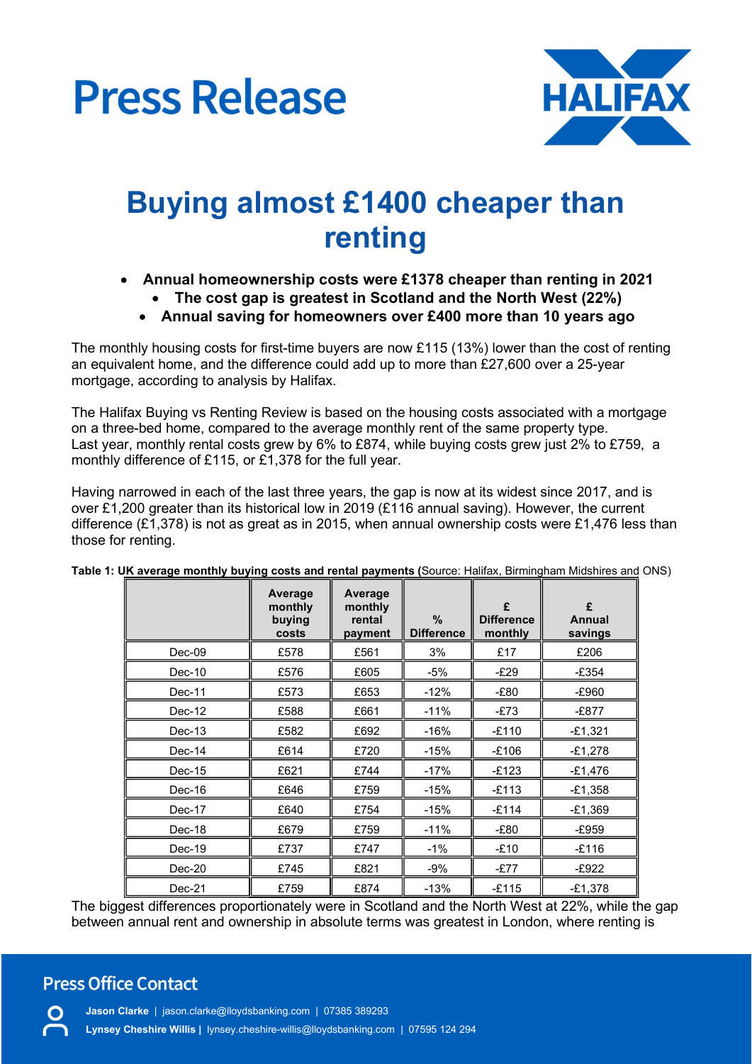# Press Release

HALIFAX

# Buying almost £1400 cheaper than renting

- **Annual homeownership costs were £1378 cheaper than renting in 2021**
- **The cost gap is greatest in Scotland and the North West (22%)**
- **Annual saving for homeowners over £400 more than 10 years ago**

The monthly housing costs for first-time buyers are now £115 (13%) lower than the cost of renting an equivalent home, and the difference could add up to more than £27,600 over a 25-year mortgage, according to analysis by Halifax.

The Halifax Buying vs Renting Review is based on the housing costs associated with a mortgage on a three-bed home, compared to the average monthly rent of the same property type. Last year, monthly rental costs grew by 6% to £874, while buying costs grew just 2% to £759, a monthly difference of £115, or £1,378 for the full year.

Having narrowed in each of the last three years, the gap is now at its widest since 2017, and is over £1,200 greater than its historical low in 2019 (£116 annual saving). However, the current difference (£1,378) is not as great as in 2015, when annual ownership costs were £1,476 less than those for renting.

**Table 1: UK average monthly buying costs and rental payments (**Source: Halifax, Birmingham Midshires and ONS)

| | Average monthly buying costs | Average monthly rental payment | % Difference | £ Difference monthly | £ Annual savings |
|---|---|---|---|---|---|
| Dec-09 | £578 | £561 | 3% | £17 | £206 |
| Dec-10 | £576 | £605 | -5% | -£29 | -£354 |
| Dec-11 | £573 | £653 | -12% | -£80 | -£960 |
| Dec-12 | £588 | £661 | -11% | -£73 | -£877 |
| Dec-13 | £582 | £692 | -16% | -£110 | -£1,321 |
| Dec-14 | £614 | £720 | -15% | -£106 | -£1,278 |
| Dec-15 | £621 | £744 | -17% | -£123 | -£1,476 |
| Dec-16 | £646 | £759 | -15% | -£113 | -£1,358 |
| Dec-17 | £640 | £754 | -15% | -£114 | -£1,369 |
| Dec-18 | £679 | £759 | -11% | -£80 | -£959 |
| Dec-19 | £737 | £747 | -1% | -£10 | -£116 |
| Dec-20 | £745 | £821 | -9% | -£77 | -£922 |
| Dec-21 | £759 | £874 | -13% | -£115 | -£1,378 |

The biggest differences proportionately were in Scotland and the North West at 22%, while the gap between annual rent and ownership in absolute terms was greatest in London, where renting is

## Press Office Contact

**Jason Clarke** | jason.clarke@lloydsbanking.com | 07385 389293

**Lynsey Cheshire Willis |** lynsey.cheshire-willis@lloydsbanking.com | 07595 124 294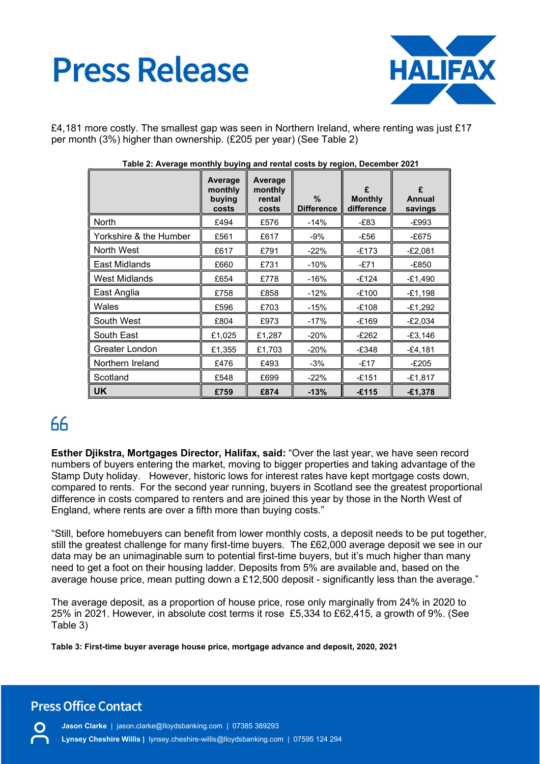£4,181 more costly. The smallest gap was seen in Northern Ireland, where renting was just £17 per month (3%) higher than ownership. (£205 per year) (See Table 2)

**Table 2: Average monthly buying and rental costs by region, December 2021**

| | Average monthly buying costs | Average monthly rental costs | % Difference | £ Monthly difference | £ Annual savings |
|---|---|---|---|---|---|
| North | £494 | £576 | -14% | -£83 | -£993 |
| Yorkshire & the Humber | £561 | £617 | -9% | -£56 | -£675 |
| North West | £617 | £791 | -22% | -£173 | -£2,081 |
| East Midlands | £660 | £731 | -10% | -£71 | -£850 |
| West Midlands | £654 | £778 | -16% | -£124 | -£1,490 |
| East Anglia | £758 | £858 | -12% | -£100 | -£1,198 |
| Wales | £596 | £703 | -15% | -£108 | -£1,292 |
| South West | £804 | £973 | -17% | -£169 | -£2,034 |
| South East | £1,025 | £1,287 | -20% | -£262 | -£3,146 |
| Greater London | £1,355 | £1,703 | -20% | -£348 | -£4,181 |
| Northern Ireland | £476 | £493 | -3% | -£17 | -£205 |
| Scotland | £548 | £699 | -22% | -£151 | -£1,817 |
| **UK** | **£759** | **£874** | **-13%** | **-£115** | **-£1,378** |

**Esther Djikstra, Mortgages Director, Halifax, said:** "Over the last year, we have seen record numbers of buyers entering the market, moving to bigger properties and taking advantage of the Stamp Duty holiday. However, historic lows for interest rates have kept mortgage costs down, compared to rents. For the second year running, buyers in Scotland see the greatest proportional difference in costs compared to renters and are joined this year by those in the North West of England, where rents are over a fifth more than buying costs."

"Still, before homebuyers can benefit from lower monthly costs, a deposit needs to be put together, still the greatest challenge for many first-time buyers. The £62,000 average deposit we see in our data may be an unimaginable sum to potential first-time buyers, but it's much higher than many need to get a foot on their housing ladder. Deposits from 5% are available and, based on the average house price, mean putting down a £12,500 deposit - significantly less than the average."

The average deposit, as a proportion of house price, rose only marginally from 24% in 2020 to 25% in 2021. However, in absolute cost terms it rose £5,334 to £62,415, a growth of 9%. (See Table 3)

**Table 3: First-time buyer average house price, mortgage advance and deposit, 2020, 2021**

## Press Office Contact

**Jason Clarke** | jason.clarke@lloydsbanking.com | 07385 389293

**Lynsey Cheshire Willis |** lynsey.cheshire-willis@lloydsbanking.com | 07595 124 294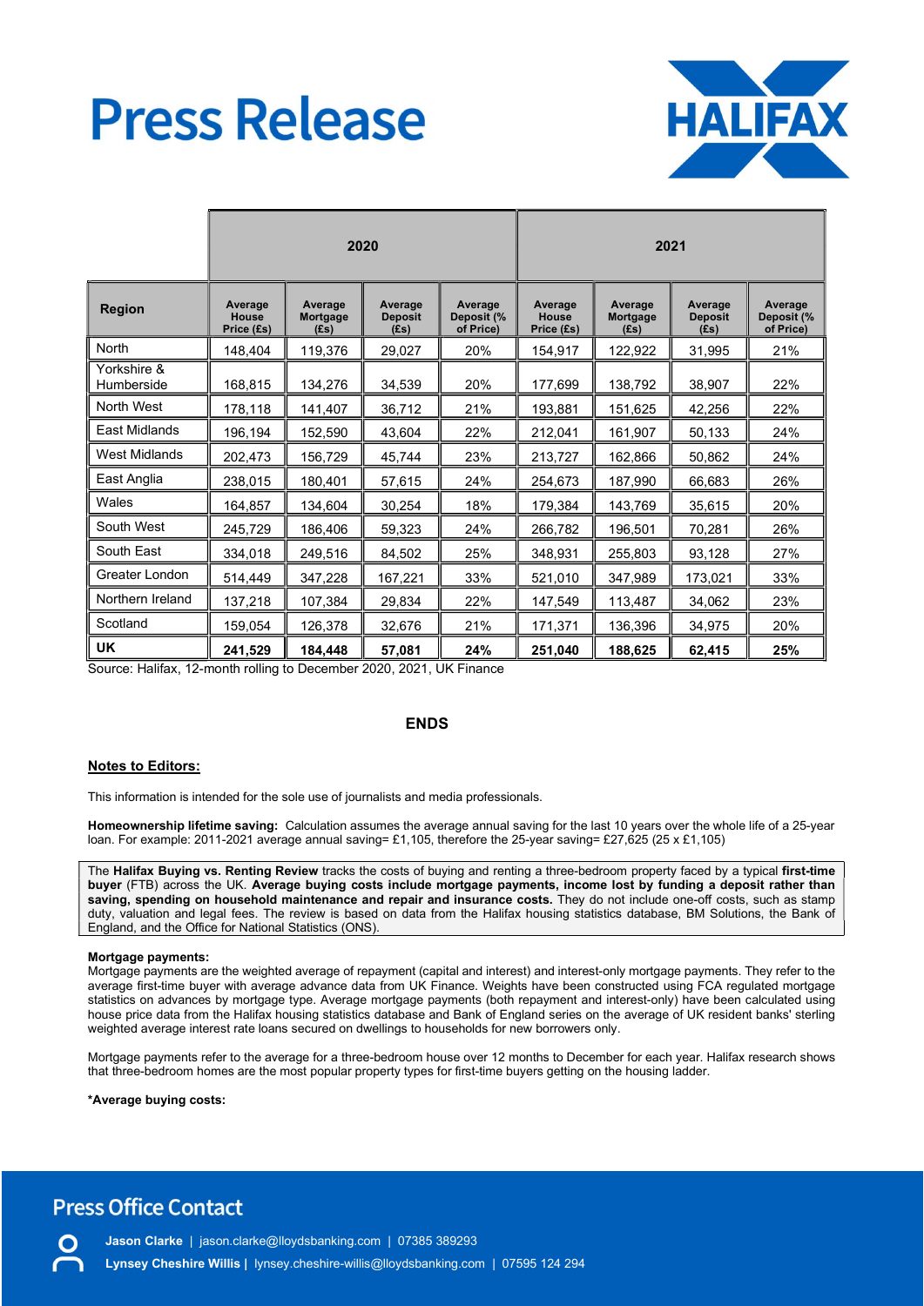# Press Release

| Region | 2020 | | | | 2021 | | | |
|---|---|---|---|---|---|---|---|---|
| | Average House Price (£s) | Average Mortgage (£s) | Average Deposit (£s) | Average Deposit (% of Price) | Average House Price (£s) | Average Mortgage (£s) | Average Deposit (£s) | Average Deposit (% of Price) |
| North | 148,404 | 119,376 | 29,027 | 20% | 154,917 | 122,922 | 31,995 | 21% |
| Yorkshire & Humberside | 168,815 | 134,276 | 34,539 | 20% | 177,699 | 138,792 | 38,907 | 22% |
| North West | 178,118 | 141,407 | 36,712 | 21% | 193,881 | 151,625 | 42,256 | 22% |
| East Midlands | 196,194 | 152,590 | 43,604 | 22% | 212,041 | 161,907 | 50,133 | 24% |
| West Midlands | 202,473 | 156,729 | 45,744 | 23% | 213,727 | 162,866 | 50,862 | 24% |
| East Anglia | 238,015 | 180,401 | 57,615 | 24% | 254,673 | 187,990 | 66,683 | 26% |
| Wales | 164,857 | 134,604 | 30,254 | 18% | 179,384 | 143,769 | 35,615 | 20% |
| South West | 245,729 | 186,406 | 59,323 | 24% | 266,782 | 196,501 | 70,281 | 26% |
| South East | 334,018 | 249,516 | 84,502 | 25% | 348,931 | 255,803 | 93,128 | 27% |
| Greater London | 514,449 | 347,228 | 167,221 | 33% | 521,010 | 347,989 | 173,021 | 33% |
| Northern Ireland | 137,218 | 107,384 | 29,834 | 22% | 147,549 | 113,487 | 34,062 | 23% |
| Scotland | 159,054 | 126,378 | 32,676 | 21% | 171,371 | 136,396 | 34,975 | 20% |
| **UK** | **241,529** | **184,448** | **57,081** | **24%** | **251,040** | **188,625** | **62,415** | **25%** |

Source: Halifax, 12-month rolling to December 2020, 2021, UK Finance

**ENDS**

## Notes to Editors:

This information is intended for the sole use of journalists and media professionals.

**Homeownership lifetime saving:** Calculation assumes the average annual saving for the last 10 years over the whole life of a 25-year loan. For example: 2011-2021 average annual saving= £1,105, therefore the 25-year saving= £27,625 (25 x £1,105)

The **Halifax Buying vs. Renting Review** tracks the costs of buying and renting a three-bedroom property faced by a typical **first-time buyer** (FTB) across the UK. **Average buying costs include mortgage payments, income lost by funding a deposit rather than saving, spending on household maintenance and repair and insurance costs.** They do not include one-off costs, such as stamp duty, valuation and legal fees. The review is based on data from the Halifax housing statistics database, BM Solutions, the Bank of England, and the Office for National Statistics (ONS).

**Mortgage payments:**
Mortgage payments are the weighted average of repayment (capital and interest) and interest-only mortgage payments. They refer to the average first-time buyer with average advance data from UK Finance. Weights have been constructed using FCA regulated mortgage statistics on advances by mortgage type. Average mortgage payments (both repayment and interest-only) have been calculated using house price data from the Halifax housing statistics database and Bank of England series on the average of UK resident banks' sterling weighted average interest rate loans secured on dwellings to households for new borrowers only.

Mortgage payments refer to the average for a three-bedroom house over 12 months to December for each year. Halifax research shows that three-bedroom homes are the most popular property types for first-time buyers getting on the housing ladder.

**\*Average buying costs:**

## Press Office Contact

**Jason Clarke** | jason.clarke@lloydsbanking.com | 07385 389293

**Lynsey Cheshire Willis |** lynsey.cheshire-willis@lloydsbanking.com | 07595 124 294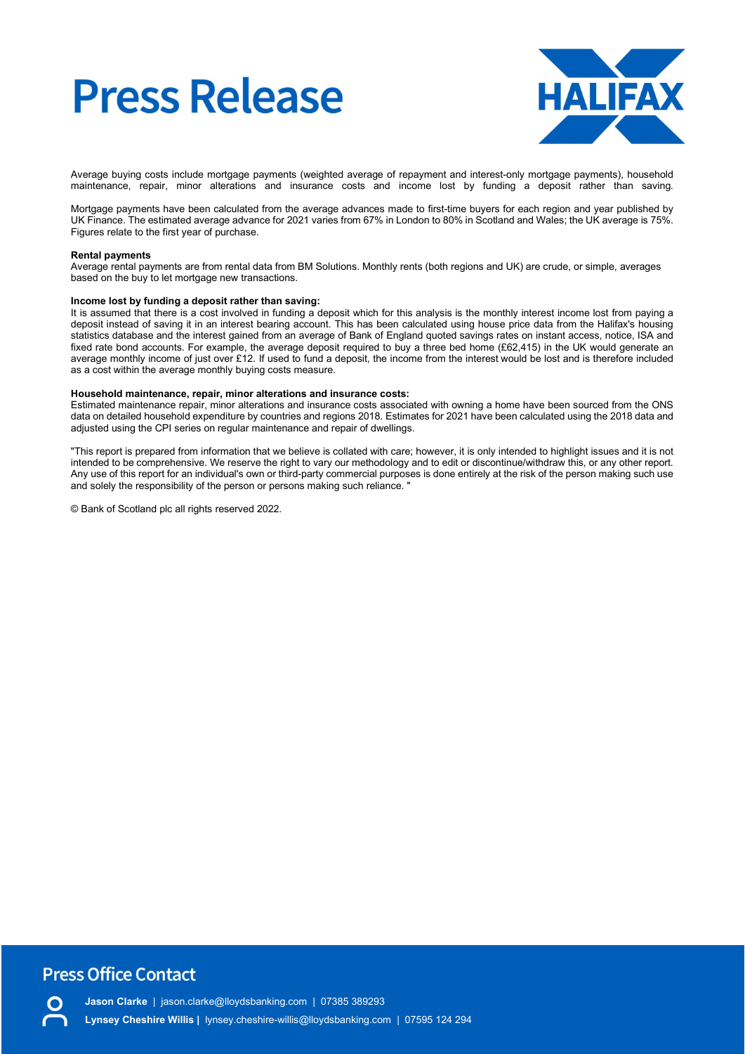Average buying costs include mortgage payments (weighted average of repayment and interest-only mortgage payments), household maintenance, repair, minor alterations and insurance costs and income lost by funding a deposit rather than saving.

Mortgage payments have been calculated from the average advances made to first-time buyers for each region and year published by UK Finance. The estimated average advance for 2021 varies from 67% in London to 80% in Scotland and Wales; the UK average is 75%. Figures relate to the first year of purchase.

**Rental payments**
Average rental payments are from rental data from BM Solutions. Monthly rents (both regions and UK) are crude, or simple, averages based on the buy to let mortgage new transactions.

**Income lost by funding a deposit rather than saving:**
It is assumed that there is a cost involved in funding a deposit which for this analysis is the monthly interest income lost from paying a deposit instead of saving it in an interest bearing account. This has been calculated using house price data from the Halifax's housing statistics database and the interest gained from an average of Bank of England quoted savings rates on instant access, notice, ISA and fixed rate bond accounts. For example, the average deposit required to buy a three bed home (£62,415) in the UK would generate an average monthly income of just over £12. If used to fund a deposit, the income from the interest would be lost and is therefore included as a cost within the average monthly buying costs measure.

**Household maintenance, repair, minor alterations and insurance costs:**
Estimated maintenance repair, minor alterations and insurance costs associated with owning a home have been sourced from the ONS data on detailed household expenditure by countries and regions 2018. Estimates for 2021 have been calculated using the 2018 data and adjusted using the CPI series on regular maintenance and repair of dwellings.

"This report is prepared from information that we believe is collated with care; however, it is only intended to highlight issues and it is not intended to be comprehensive. We reserve the right to vary our methodology and to edit or discontinue/withdraw this, or any other report. Any use of this report for an individual's own or third-party commercial purposes is done entirely at the risk of the person making such use and solely the responsibility of the person or persons making such reliance. "

© Bank of Scotland plc all rights reserved 2022.

## Press Office Contact

**Jason Clarke** | jason.clarke@lloydsbanking.com | 07385 389293

**Lynsey Cheshire Willis |** lynsey.cheshire-willis@lloydsbanking.com | 07595 124 294